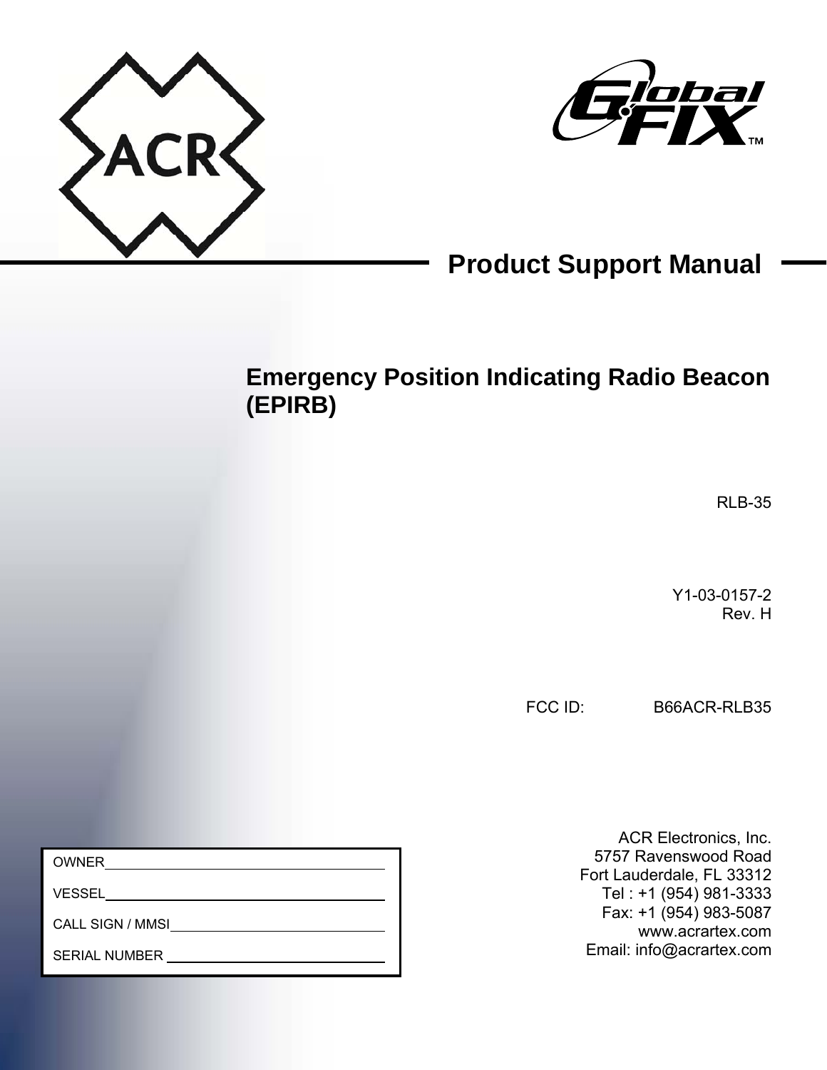ACR

Global FIX™

# Product Support Manual

## Emergency Position Indicating Radio Beacon (EPIRB)

RLB-35

Y1-03-0157-2
Rev. H

FCC ID: B66ACR-RLB35

| | |
|---|---|
| OWNER | |
| VESSEL | |
| CALL SIGN / MMSI | |
| SERIAL NUMBER | |

ACR Electronics, Inc.
5757 Ravenswood Road
Fort Lauderdale, FL 33312
Tel : +1 (954) 981-3333
Fax: +1 (954) 983-5087
www.acrartex.com
Email: info@acrartex.com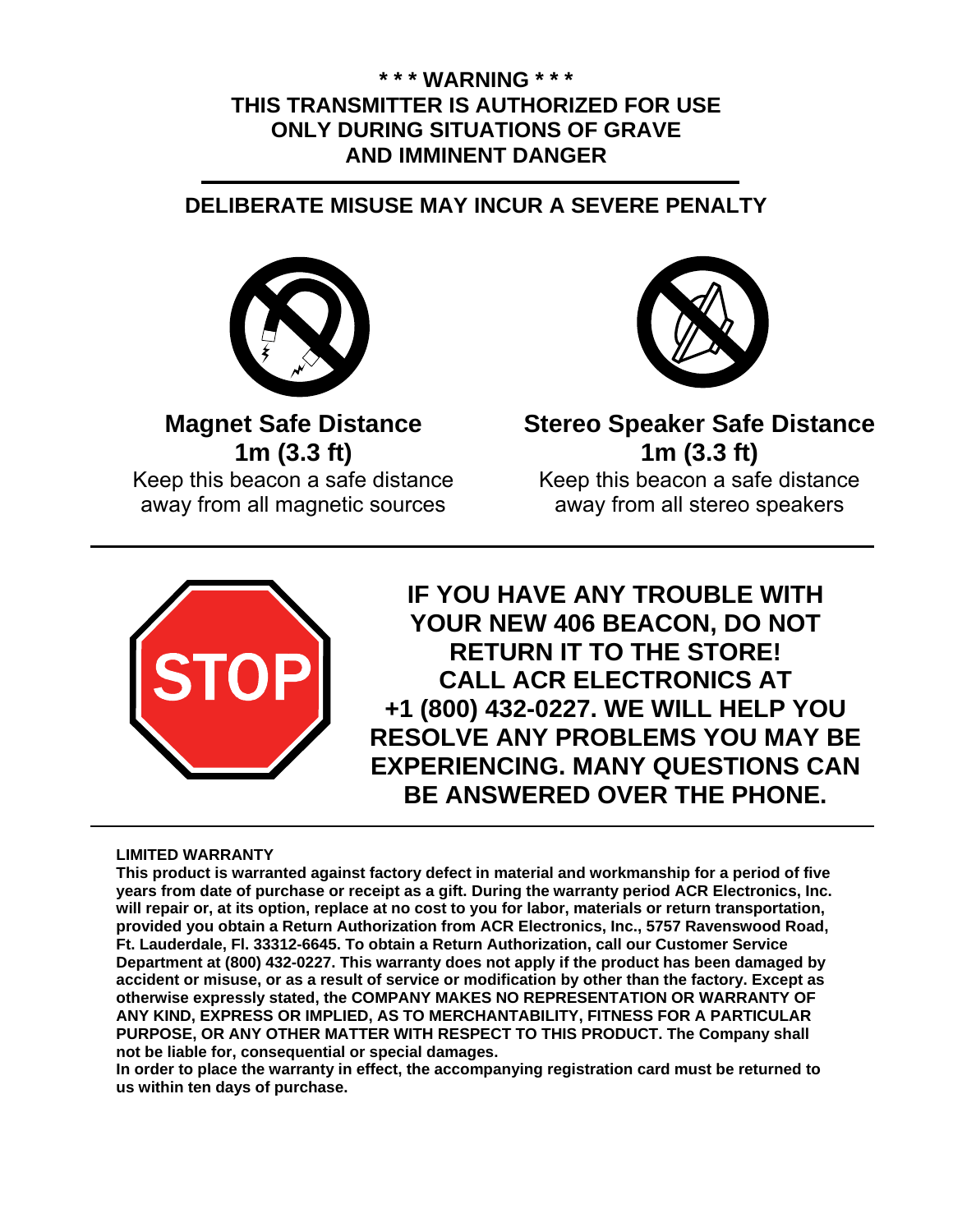**\* \* \* WARNING \* \* \***
**THIS TRANSMITTER IS AUTHORIZED FOR USE ONLY DURING SITUATIONS OF GRAVE AND IMMINENT DANGER**

---

**DELIBERATE MISUSE MAY INCUR A SEVERE PENALTY**

**Magnet Safe Distance**
**1m (3.3 ft)**
Keep this beacon a safe distance away from all magnetic sources

**Stereo Speaker Safe Distance**
**1m (3.3 ft)**
Keep this beacon a safe distance away from all stereo speakers

---

**IF YOU HAVE ANY TROUBLE WITH YOUR NEW 406 BEACON, DO NOT RETURN IT TO THE STORE! CALL ACR ELECTRONICS AT +1 (800) 432-0227. WE WILL HELP YOU RESOLVE ANY PROBLEMS YOU MAY BE EXPERIENCING. MANY QUESTIONS CAN BE ANSWERED OVER THE PHONE.**

---

**LIMITED WARRANTY**

**This product is warranted against factory defect in material and workmanship for a period of five years from date of purchase or receipt as a gift. During the warranty period ACR Electronics, Inc. will repair or, at its option, replace at no cost to you for labor, materials or return transportation, provided you obtain a Return Authorization from ACR Electronics, Inc., 5757 Ravenswood Road, Ft. Lauderdale, Fl. 33312-6645. To obtain a Return Authorization, call our Customer Service Department at (800) 432-0227. This warranty does not apply if the product has been damaged by accident or misuse, or as a result of service or modification by other than the factory. Except as otherwise expressly stated, the COMPANY MAKES NO REPRESENTATION OR WARRANTY OF ANY KIND, EXPRESS OR IMPLIED, AS TO MERCHANTABILITY, FITNESS FOR A PARTICULAR PURPOSE, OR ANY OTHER MATTER WITH RESPECT TO THIS PRODUCT. The Company shall not be liable for, consequential or special damages.**

**In order to place the warranty in effect, the accompanying registration card must be returned to us within ten days of purchase.**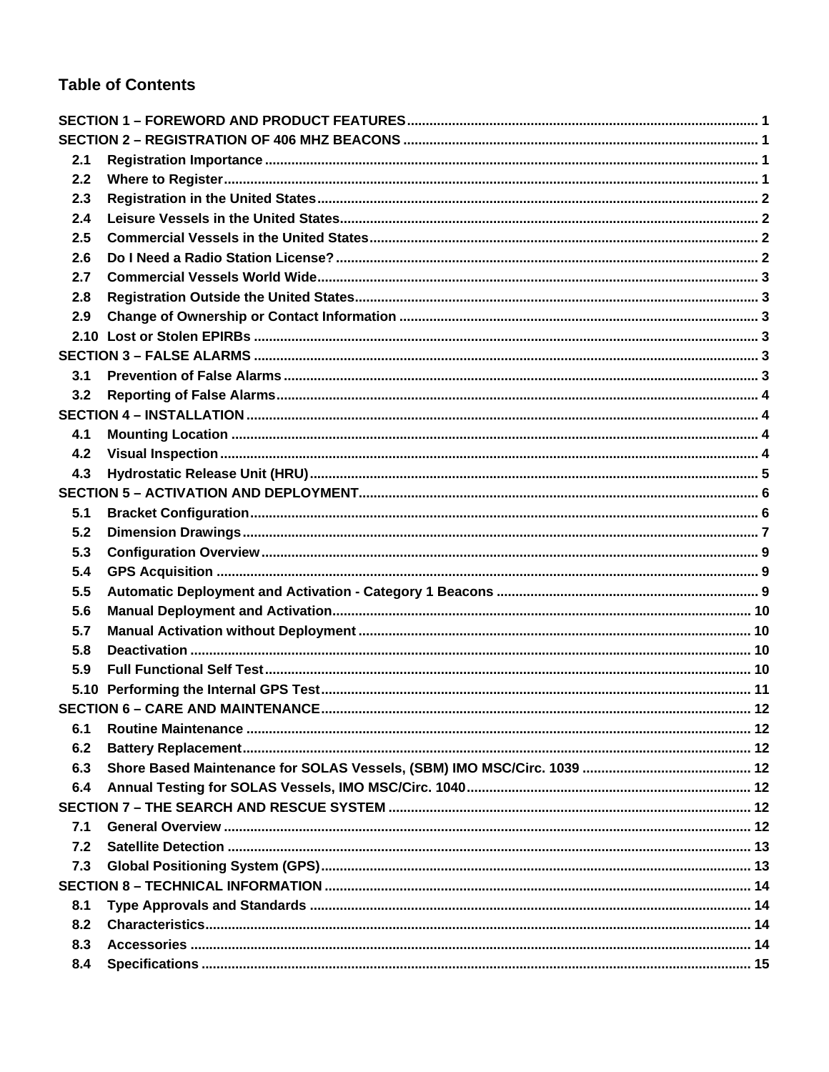# Table of Contents

**SECTION 1 – FOREWORD AND PRODUCT FEATURES** ..... 1

**SECTION 2 – REGISTRATION OF 406 MHZ BEACONS** ..... 1

- **2.1 Registration Importance** ..... 1
- **2.2 Where to Register** ..... 1
- **2.3 Registration in the United States** ..... 2
- **2.4 Leisure Vessels in the United States** ..... 2
- **2.5 Commercial Vessels in the United States** ..... 2
- **2.6 Do I Need a Radio Station License?** ..... 2
- **2.7 Commercial Vessels World Wide** ..... 3
- **2.8 Registration Outside the United States** ..... 3
- **2.9 Change of Ownership or Contact Information** ..... 3
- **2.10 Lost or Stolen EPIRBs** ..... 3

**SECTION 3 – FALSE ALARMS** ..... 3

- **3.1 Prevention of False Alarms** ..... 3
- **3.2 Reporting of False Alarms** ..... 4

**SECTION 4 – INSTALLATION** ..... 4

- **4.1 Mounting Location** ..... 4
- **4.2 Visual Inspection** ..... 4
- **4.3 Hydrostatic Release Unit (HRU)** ..... 5

**SECTION 5 – ACTIVATION AND DEPLOYMENT** ..... 6

- **5.1 Bracket Configuration** ..... 6
- **5.2 Dimension Drawings** ..... 7
- **5.3 Configuration Overview** ..... 9
- **5.4 GPS Acquisition** ..... 9
- **5.5 Automatic Deployment and Activation - Category 1 Beacons** ..... 9
- **5.6 Manual Deployment and Activation** ..... 10
- **5.7 Manual Activation without Deployment** ..... 10
- **5.8 Deactivation** ..... 10
- **5.9 Full Functional Self Test** ..... 10
- **5.10 Performing the Internal GPS Test** ..... 11

**SECTION 6 – CARE AND MAINTENANCE** ..... 12

- **6.1 Routine Maintenance** ..... 12
- **6.2 Battery Replacement** ..... 12
- **6.3 Shore Based Maintenance for SOLAS Vessels, (SBM) IMO MSC/Circ. 1039** ..... 12
- **6.4 Annual Testing for SOLAS Vessels, IMO MSC/Circ. 1040** ..... 12

**SECTION 7 – THE SEARCH AND RESCUE SYSTEM** ..... 12

- **7.1 General Overview** ..... 12
- **7.2 Satellite Detection** ..... 13
- **7.3 Global Positioning System (GPS)** ..... 13

**SECTION 8 – TECHNICAL INFORMATION** ..... 14

- **8.1 Type Approvals and Standards** ..... 14
- **8.2 Characteristics** ..... 14
- **8.3 Accessories** ..... 14
- **8.4 Specifications** ..... 15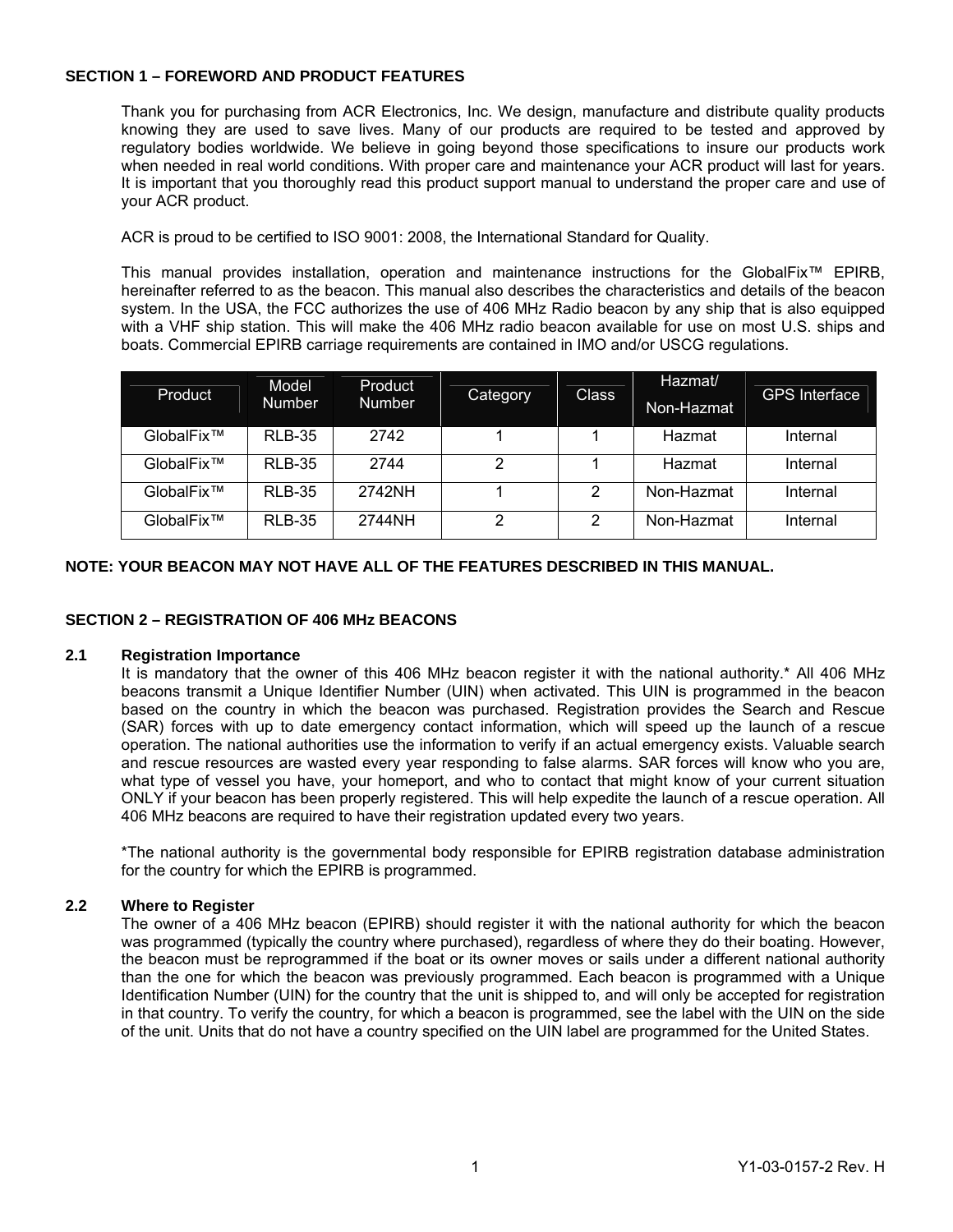## SECTION 1 – FOREWORD AND PRODUCT FEATURES

Thank you for purchasing from ACR Electronics, Inc. We design, manufacture and distribute quality products knowing they are used to save lives. Many of our products are required to be tested and approved by regulatory bodies worldwide. We believe in going beyond those specifications to insure our products work when needed in real world conditions. With proper care and maintenance your ACR product will last for years. It is important that you thoroughly read this product support manual to understand the proper care and use of your ACR product.

ACR is proud to be certified to ISO 9001: 2008, the International Standard for Quality.

This manual provides installation, operation and maintenance instructions for the GlobalFix™ EPIRB, hereinafter referred to as the beacon. This manual also describes the characteristics and details of the beacon system. In the USA, the FCC authorizes the use of 406 MHz Radio beacon by any ship that is also equipped with a VHF ship station. This will make the 406 MHz radio beacon available for use on most U.S. ships and boats. Commercial EPIRB carriage requirements are contained in IMO and/or USCG regulations.

| Product | Model Number | Product Number | Category | Class | Hazmat/ Non-Hazmat | GPS Interface |
|---|---|---|---|---|---|---|
| GlobalFix™ | RLB-35 | 2742 | 1 | 1 | Hazmat | Internal |
| GlobalFix™ | RLB-35 | 2744 | 2 | 1 | Hazmat | Internal |
| GlobalFix™ | RLB-35 | 2742NH | 1 | 2 | Non-Hazmat | Internal |
| GlobalFix™ | RLB-35 | 2744NH | 2 | 2 | Non-Hazmat | Internal |

**NOTE: YOUR BEACON MAY NOT HAVE ALL OF THE FEATURES DESCRIBED IN THIS MANUAL.**

## SECTION 2 – REGISTRATION OF 406 MHz BEACONS

### 2.1 Registration Importance

It is mandatory that the owner of this 406 MHz beacon register it with the national authority.* All 406 MHz beacons transmit a Unique Identifier Number (UIN) when activated. This UIN is programmed in the beacon based on the country in which the beacon was purchased. Registration provides the Search and Rescue (SAR) forces with up to date emergency contact information, which will speed up the launch of a rescue operation. The national authorities use the information to verify if an actual emergency exists. Valuable search and rescue resources are wasted every year responding to false alarms. SAR forces will know who you are, what type of vessel you have, your homeport, and who to contact that might know of your current situation ONLY if your beacon has been properly registered. This will help expedite the launch of a rescue operation. All 406 MHz beacons are required to have their registration updated every two years.

*The national authority is the governmental body responsible for EPIRB registration database administration for the country for which the EPIRB is programmed.

### 2.2 Where to Register

The owner of a 406 MHz beacon (EPIRB) should register it with the national authority for which the beacon was programmed (typically the country where purchased), regardless of where they do their boating. However, the beacon must be reprogrammed if the boat or its owner moves or sails under a different national authority than the one for which the beacon was previously programmed. Each beacon is programmed with a Unique Identification Number (UIN) for the country that the unit is shipped to, and will only be accepted for registration in that country. To verify the country, for which a beacon is programmed, see the label with the UIN on the side of the unit. Units that do not have a country specified on the UIN label are programmed for the United States.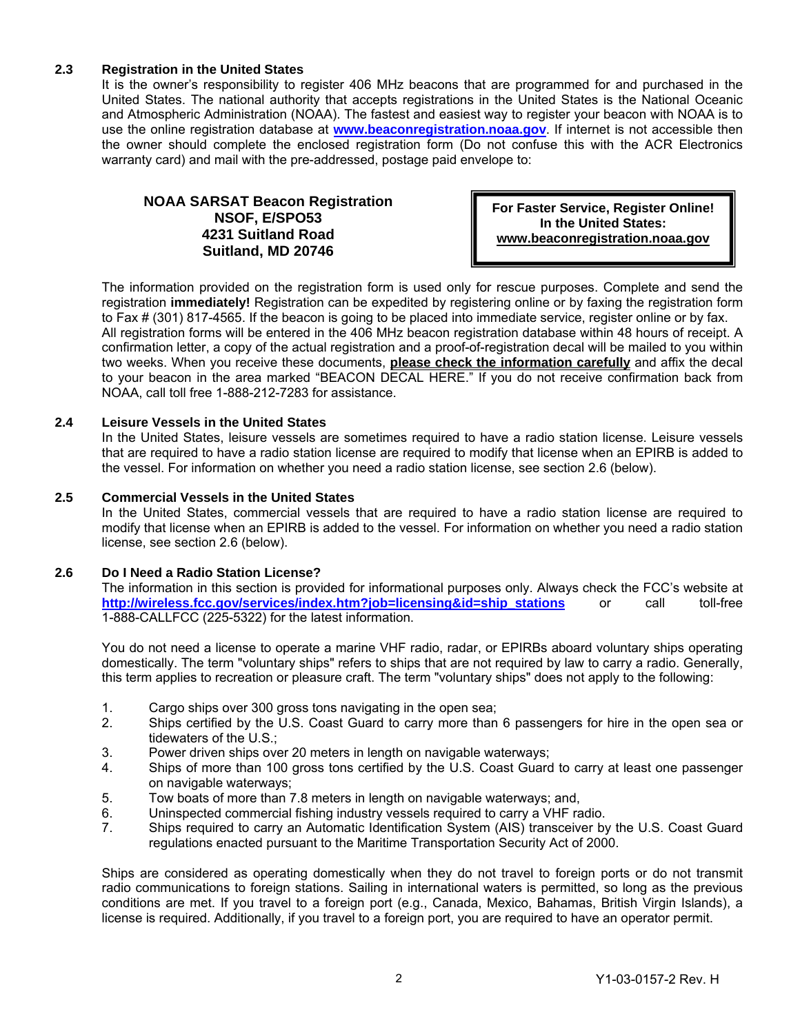## 2.3 Registration in the United States

It is the owner's responsibility to register 406 MHz beacons that are programmed for and purchased in the United States. The national authority that accepts registrations in the United States is the National Oceanic and Atmospheric Administration (NOAA). The fastest and easiest way to register your beacon with NOAA is to use the online registration database at **www.beaconregistration.noaa.gov**. If internet is not accessible then the owner should complete the enclosed registration form (Do not confuse this with the ACR Electronics warranty card) and mail with the pre-addressed, postage paid envelope to:

**NOAA SARSAT Beacon Registration**
**NSOF, E/SPO53**
**4231 Suitland Road**
**Suitland, MD 20746**

> **For Faster Service, Register Online!**
> **In the United States:**
> **www.beaconregistration.noaa.gov**

The information provided on the registration form is used only for rescue purposes. Complete and send the registration **immediately!** Registration can be expedited by registering online or by faxing the registration form to Fax # (301) 817-4565. If the beacon is going to be placed into immediate service, register online or by fax. All registration forms will be entered in the 406 MHz beacon registration database within 48 hours of receipt. A confirmation letter, a copy of the actual registration and a proof-of-registration decal will be mailed to you within two weeks. When you receive these documents, **please check the information carefully** and affix the decal to your beacon in the area marked "BEACON DECAL HERE." If you do not receive confirmation back from NOAA, call toll free 1-888-212-7283 for assistance.

## 2.4 Leisure Vessels in the United States

In the United States, leisure vessels are sometimes required to have a radio station license. Leisure vessels that are required to have a radio station license are required to modify that license when an EPIRB is added to the vessel. For information on whether you need a radio station license, see section 2.6 (below).

## 2.5 Commercial Vessels in the United States

In the United States, commercial vessels that are required to have a radio station license are required to modify that license when an EPIRB is added to the vessel. For information on whether you need a radio station license, see section 2.6 (below).

## 2.6 Do I Need a Radio Station License?

The information in this section is provided for informational purposes only. Always check the FCC's website at **http://wireless.fcc.gov/services/index.htm?job=licensing&id=ship_stations** or call toll-free 1-888-CALLFCC (225-5322) for the latest information.

You do not need a license to operate a marine VHF radio, radar, or EPIRBs aboard voluntary ships operating domestically. The term "voluntary ships" refers to ships that are not required by law to carry a radio. Generally, this term applies to recreation or pleasure craft. The term "voluntary ships" does not apply to the following:

1. Cargo ships over 300 gross tons navigating in the open sea;
2. Ships certified by the U.S. Coast Guard to carry more than 6 passengers for hire in the open sea or tidewaters of the U.S.;
3. Power driven ships over 20 meters in length on navigable waterways;
4. Ships of more than 100 gross tons certified by the U.S. Coast Guard to carry at least one passenger on navigable waterways;
5. Tow boats of more than 7.8 meters in length on navigable waterways; and,
6. Uninspected commercial fishing industry vessels required to carry a VHF radio.
7. Ships required to carry an Automatic Identification System (AIS) transceiver by the U.S. Coast Guard regulations enacted pursuant to the Maritime Transportation Security Act of 2000.

Ships are considered as operating domestically when they do not travel to foreign ports or do not transmit radio communications to foreign stations. Sailing in international waters is permitted, so long as the previous conditions are met. If you travel to a foreign port (e.g., Canada, Mexico, Bahamas, British Virgin Islands), a license is required. Additionally, if you travel to a foreign port, you are required to have an operator permit.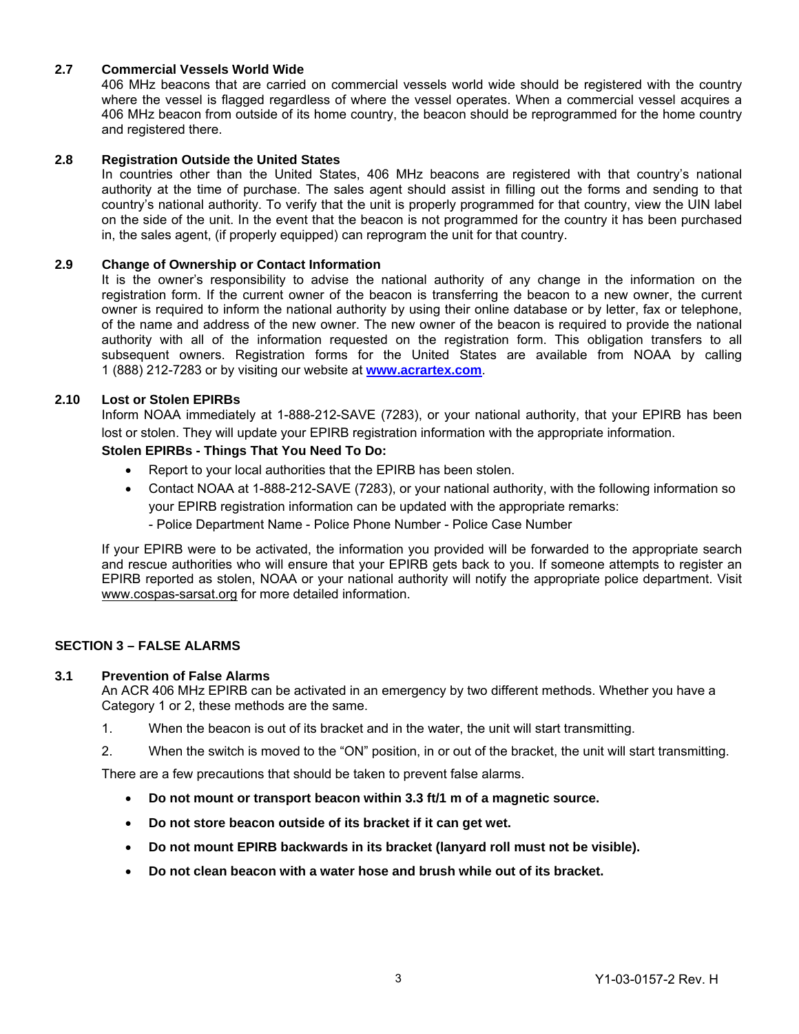### 2.7 Commercial Vessels World Wide

406 MHz beacons that are carried on commercial vessels world wide should be registered with the country where the vessel is flagged regardless of where the vessel operates. When a commercial vessel acquires a 406 MHz beacon from outside of its home country, the beacon should be reprogrammed for the home country and registered there.

### 2.8 Registration Outside the United States

In countries other than the United States, 406 MHz beacons are registered with that country's national authority at the time of purchase. The sales agent should assist in filling out the forms and sending to that country's national authority. To verify that the unit is properly programmed for that country, view the UIN label on the side of the unit. In the event that the beacon is not programmed for the country it has been purchased in, the sales agent, (if properly equipped) can reprogram the unit for that country.

### 2.9 Change of Ownership or Contact Information

It is the owner's responsibility to advise the national authority of any change in the information on the registration form. If the current owner of the beacon is transferring the beacon to a new owner, the current owner is required to inform the national authority by using their online database or by letter, fax or telephone, of the name and address of the new owner. The new owner of the beacon is required to provide the national authority with all of the information requested on the registration form. This obligation transfers to all subsequent owners. Registration forms for the United States are available from NOAA by calling 1 (888) 212-7283 or by visiting our website at **www.acrartex.com**.

### 2.10 Lost or Stolen EPIRBs

Inform NOAA immediately at 1-888-212-SAVE (7283), or your national authority, that your EPIRB has been lost or stolen. They will update your EPIRB registration information with the appropriate information.

**Stolen EPIRBs - Things That You Need To Do:**

- Report to your local authorities that the EPIRB has been stolen.
- Contact NOAA at 1-888-212-SAVE (7283), or your national authority, with the following information so your EPIRB registration information can be updated with the appropriate remarks:
  - Police Department Name - Police Phone Number - Police Case Number

If your EPIRB were to be activated, the information you provided will be forwarded to the appropriate search and rescue authorities who will ensure that your EPIRB gets back to you. If someone attempts to register an EPIRB reported as stolen, NOAA or your national authority will notify the appropriate police department. Visit www.cospas-sarsat.org for more detailed information.

## SECTION 3 – FALSE ALARMS

### 3.1 Prevention of False Alarms

An ACR 406 MHz EPIRB can be activated in an emergency by two different methods. Whether you have a Category 1 or 2, these methods are the same.

1. When the beacon is out of its bracket and in the water, the unit will start transmitting.
2. When the switch is moved to the "ON" position, in or out of the bracket, the unit will start transmitting.

There are a few precautions that should be taken to prevent false alarms.

- **Do not mount or transport beacon within 3.3 ft/1 m of a magnetic source.**
- **Do not store beacon outside of its bracket if it can get wet.**
- **Do not mount EPIRB backwards in its bracket (lanyard roll must not be visible).**
- **Do not clean beacon with a water hose and brush while out of its bracket.**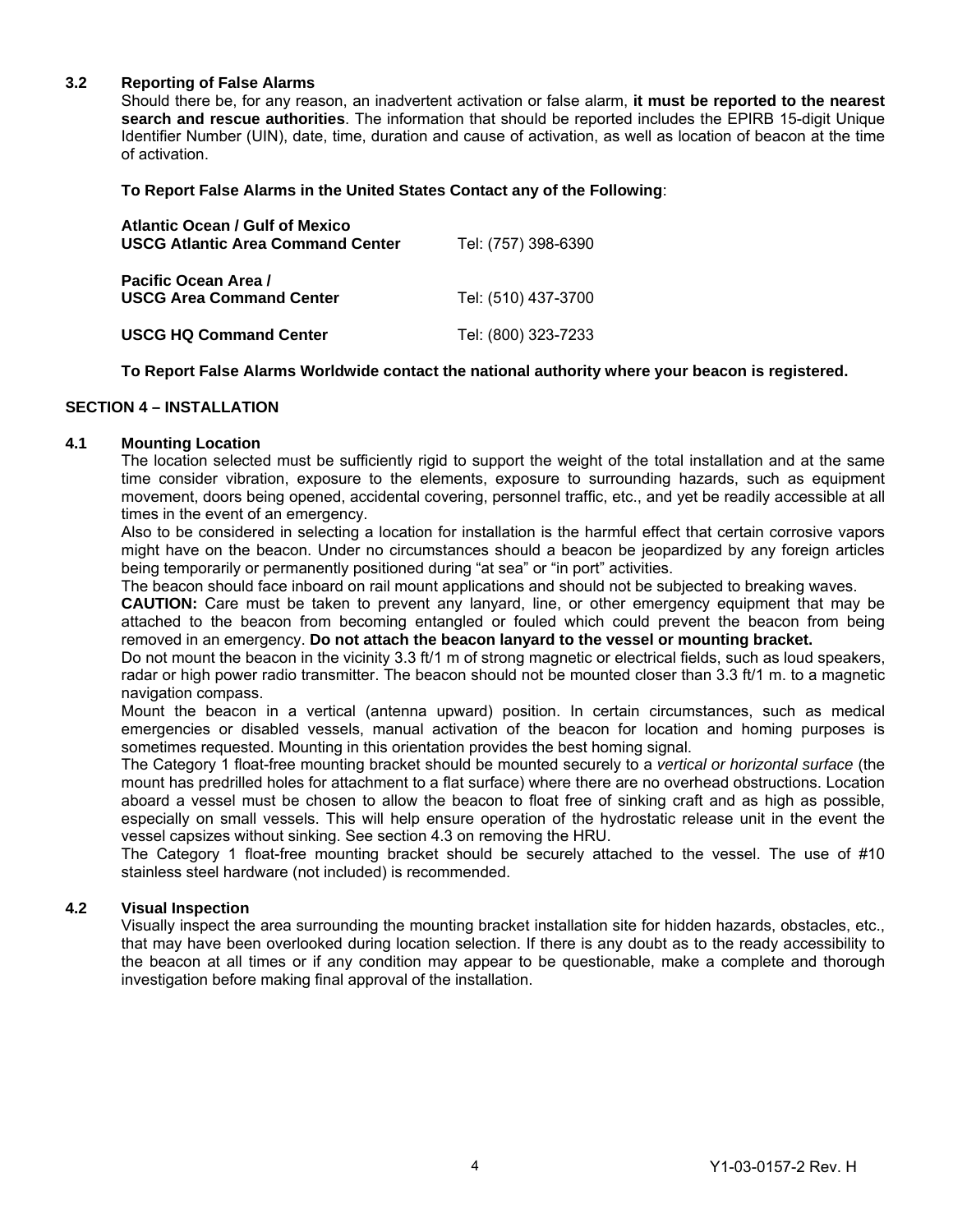### 3.2 Reporting of False Alarms

Should there be, for any reason, an inadvertent activation or false alarm, **it must be reported to the nearest search and rescue authorities**. The information that should be reported includes the EPIRB 15-digit Unique Identifier Number (UIN), date, time, duration and cause of activation, as well as location of beacon at the time of activation.

**To Report False Alarms in the United States Contact any of the Following**:

| | |
|---|---|
| **Atlantic Ocean / Gulf of Mexico**<br>**USCG Atlantic Area Command Center** | Tel: (757) 398-6390 |
| **Pacific Ocean Area /**<br>**USCG Area Command Center** | Tel: (510) 437-3700 |
| **USCG HQ Command Center** | Tel: (800) 323-7233 |

**To Report False Alarms Worldwide contact the national authority where your beacon is registered.**

## SECTION 4 – INSTALLATION

### 4.1 Mounting Location

The location selected must be sufficiently rigid to support the weight of the total installation and at the same time consider vibration, exposure to the elements, exposure to surrounding hazards, such as equipment movement, doors being opened, accidental covering, personnel traffic, etc., and yet be readily accessible at all times in the event of an emergency.

Also to be considered in selecting a location for installation is the harmful effect that certain corrosive vapors might have on the beacon. Under no circumstances should a beacon be jeopardized by any foreign articles being temporarily or permanently positioned during “at sea” or “in port” activities.

The beacon should face inboard on rail mount applications and should not be subjected to breaking waves.

**CAUTION:** Care must be taken to prevent any lanyard, line, or other emergency equipment that may be attached to the beacon from becoming entangled or fouled which could prevent the beacon from being removed in an emergency. **Do not attach the beacon lanyard to the vessel or mounting bracket.**

Do not mount the beacon in the vicinity 3.3 ft/1 m of strong magnetic or electrical fields, such as loud speakers, radar or high power radio transmitter. The beacon should not be mounted closer than 3.3 ft/1 m. to a magnetic navigation compass.

Mount the beacon in a vertical (antenna upward) position. In certain circumstances, such as medical emergencies or disabled vessels, manual activation of the beacon for location and homing purposes is sometimes requested. Mounting in this orientation provides the best homing signal.

The Category 1 float-free mounting bracket should be mounted securely to a *vertical or horizontal surface* (the mount has predrilled holes for attachment to a flat surface) where there are no overhead obstructions. Location aboard a vessel must be chosen to allow the beacon to float free of sinking craft and as high as possible, especially on small vessels. This will help ensure operation of the hydrostatic release unit in the event the vessel capsizes without sinking. See section 4.3 on removing the HRU.

The Category 1 float-free mounting bracket should be securely attached to the vessel. The use of #10 stainless steel hardware (not included) is recommended.

### 4.2 Visual Inspection

Visually inspect the area surrounding the mounting bracket installation site for hidden hazards, obstacles, etc., that may have been overlooked during location selection. If there is any doubt as to the ready accessibility to the beacon at all times or if any condition may appear to be questionable, make a complete and thorough investigation before making final approval of the installation.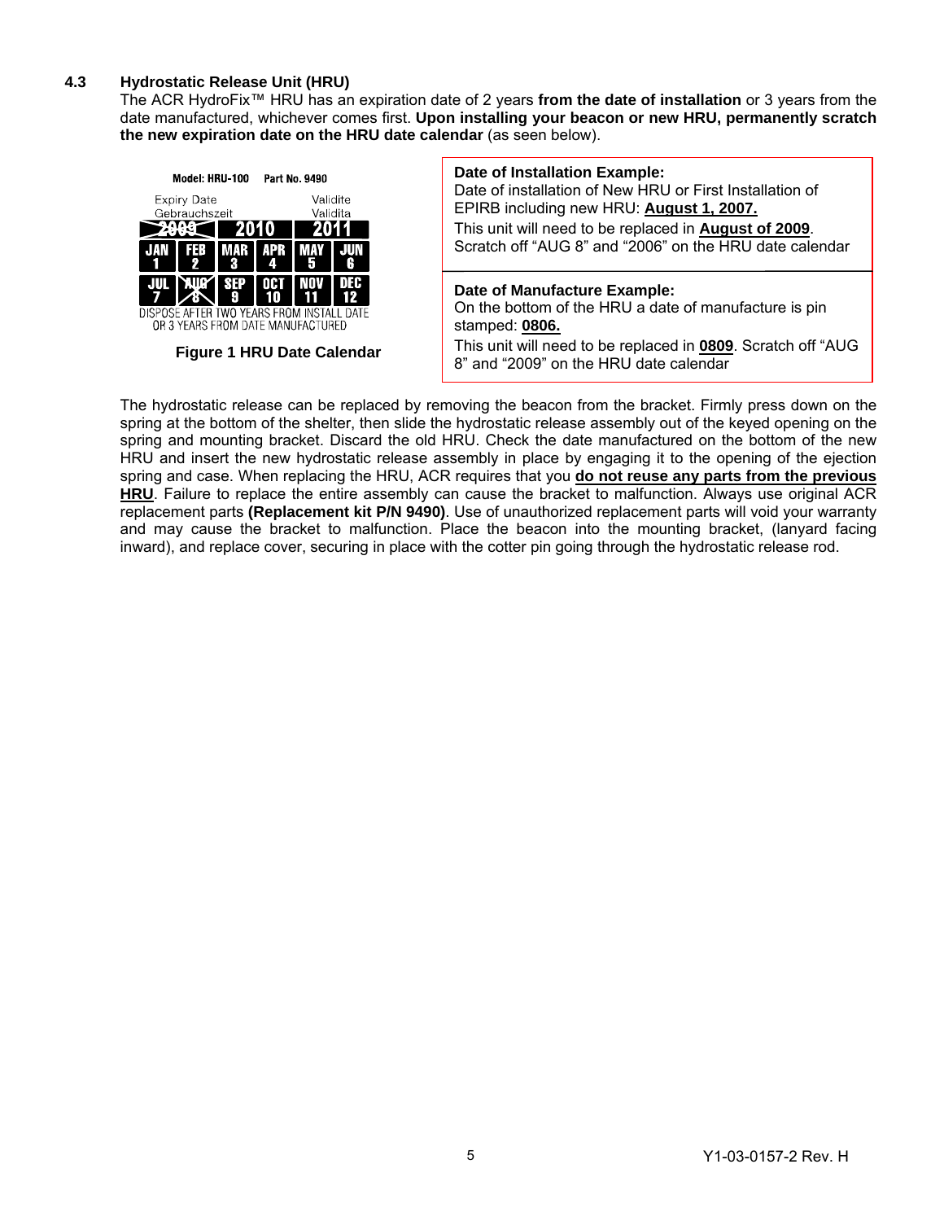### 4.3 Hydrostatic Release Unit (HRU)

The ACR HydroFix™ HRU has an expiration date of 2 years **from the date of installation** or 3 years from the date manufactured, whichever comes first. **Upon installing your beacon or new HRU, permanently scratch the new expiration date on the HRU date calendar** (as seen below).

Model: HRU-100 Part No. 9490

| Expiry Date Gebrauchszeit | | | | Validite Validita | |
|---|---|---|---|---|---|
| ~~2009~~ | | 2010 | | 2011 | |
| JAN 1 | FEB 2 | MAR 3 | APR 4 | MAY 5 | JUN 6 |
| JUL 7 | ~~AUG 8~~ | SEP 9 | OCT 10 | NOV 11 | DEC 12 |

DISPOSE AFTER TWO YEARS FROM INSTALL DATE OR 3 YEARS FROM DATE MANUFACTURED

**Figure 1 HRU Date Calendar**

**Date of Installation Example:**
Date of installation of New HRU or First Installation of EPIRB including new HRU: **August 1, 2007.**
This unit will need to be replaced in **August of 2009**. Scratch off "AUG 8" and "2006" on the HRU date calendar

**Date of Manufacture Example:**
On the bottom of the HRU a date of manufacture is pin stamped: **0806.**
This unit will need to be replaced in **0809**. Scratch off "AUG 8" and "2009" on the HRU date calendar

The hydrostatic release can be replaced by removing the beacon from the bracket. Firmly press down on the spring at the bottom of the shelter, then slide the hydrostatic release assembly out of the keyed opening on the spring and mounting bracket. Discard the old HRU. Check the date manufactured on the bottom of the new HRU and insert the new hydrostatic release assembly in place by engaging it to the opening of the ejection spring and case. When replacing the HRU, ACR requires that you **do not reuse any parts from the previous HRU**. Failure to replace the entire assembly can cause the bracket to malfunction. Always use original ACR replacement parts **(Replacement kit P/N 9490)**. Use of unauthorized replacement parts will void your warranty and may cause the bracket to malfunction. Place the beacon into the mounting bracket, (lanyard facing inward), and replace cover, securing in place with the cotter pin going through the hydrostatic release rod.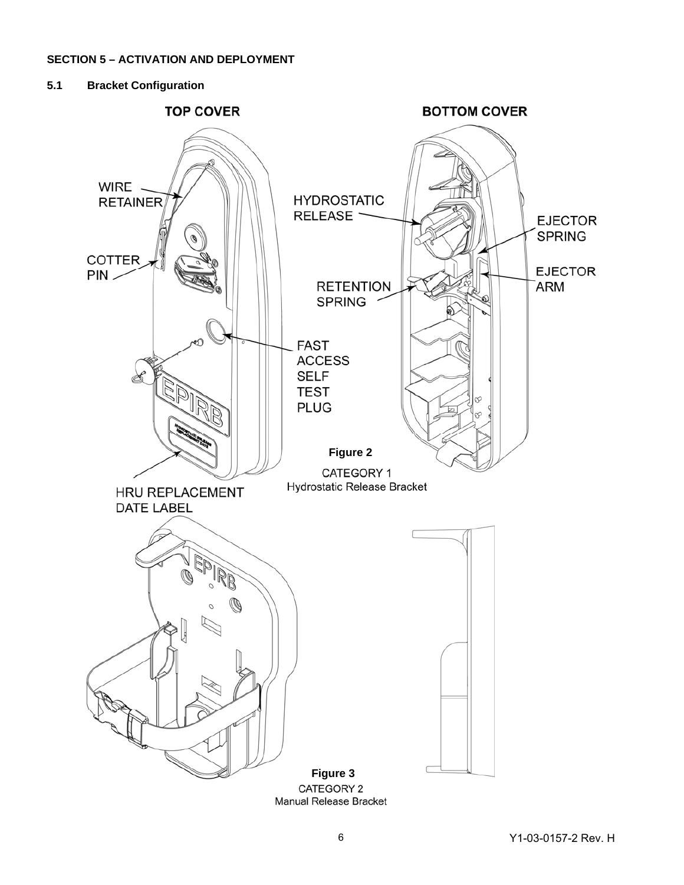## SECTION 5 – ACTIVATION AND DEPLOYMENT

### 5.1 Bracket Configuration

TOP COVER

BOTTOM COVER

WIRE RETAINER

COTTER PIN

HYDROSTATIC RELEASE

EJECTOR SPRING

EJECTOR ARM

RETENTION SPRING

FAST ACCESS SELF TEST PLUG

HRU REPLACEMENT DATE LABEL

**Figure 2**

CATEGORY 1
Hydrostatic Release Bracket

**Figure 3**

CATEGORY 2
Manual Release Bracket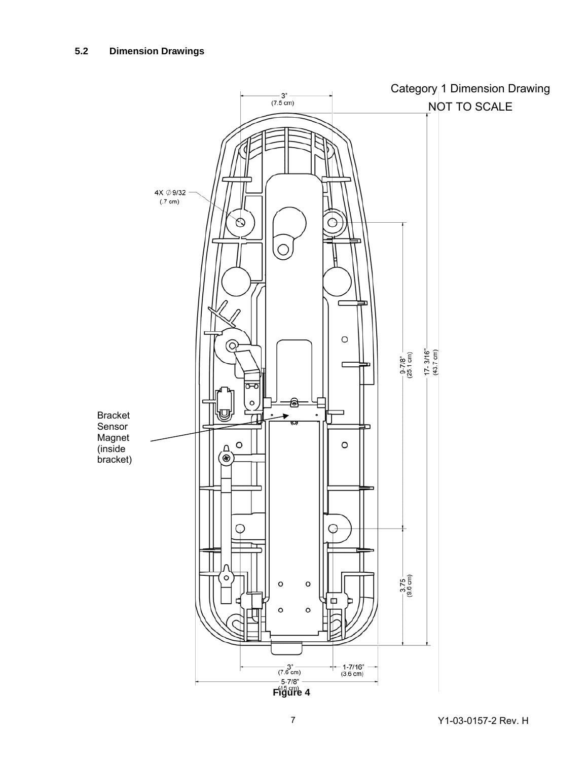### 5.2 Dimension Drawings

Category 1 Dimension Drawing

NOT TO SCALE

3" (7.5 cm)

4X ∅9/32 (.7 cm)

9-7/8" (25.1 cm)

17- 3/16" (43.7 cm)

Bracket Sensor Magnet (inside bracket)

3.75 (9.6 cm)

3" (7.6 cm)

1-7/16" (3.6 cm)

5-7/8" (15 cm)

**Figure 4**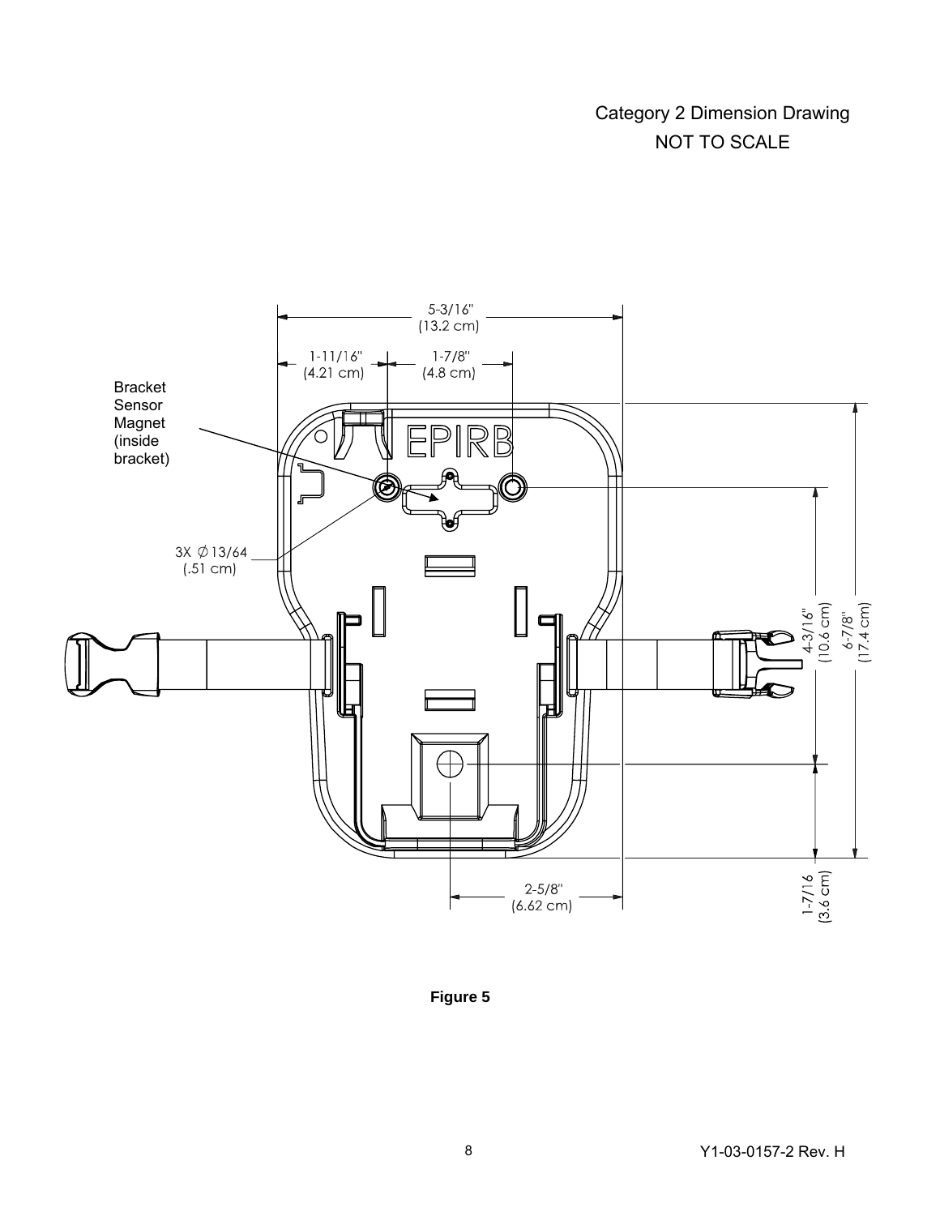Category 2 Dimension Drawing
NOT TO SCALE

Bracket Sensor Magnet (inside bracket)

5-3/16" (13.2 cm)

1-11/16" (4.21 cm)

1-7/8" (4.8 cm)

EPIRB

3X ∅13/64 (.51 cm)

4-3/16" (10.6 cm)

6-7/8" (17.4 cm)

2-5/8" (6.62 cm)

1-7/16 (3.6 cm)

**Figure 5**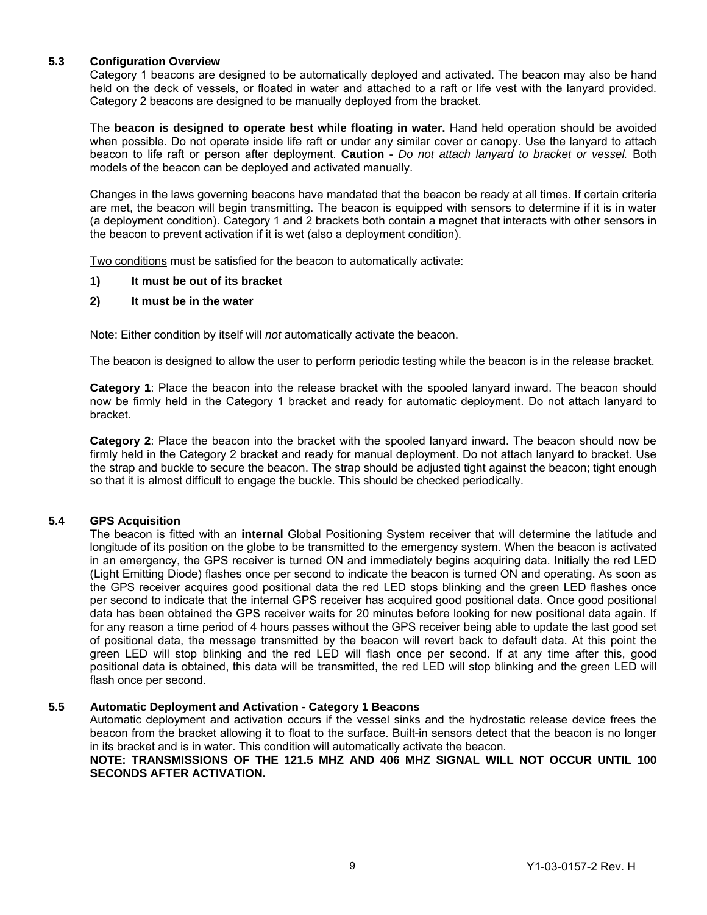## 5.3 Configuration Overview

Category 1 beacons are designed to be automatically deployed and activated. The beacon may also be hand held on the deck of vessels, or floated in water and attached to a raft or life vest with the lanyard provided. Category 2 beacons are designed to be manually deployed from the bracket.

The **beacon is designed to operate best while floating in water.** Hand held operation should be avoided when possible. Do not operate inside life raft or under any similar cover or canopy. Use the lanyard to attach beacon to life raft or person after deployment. **Caution** - *Do not attach lanyard to bracket or vessel.* Both models of the beacon can be deployed and activated manually.

Changes in the laws governing beacons have mandated that the beacon be ready at all times. If certain criteria are met, the beacon will begin transmitting. The beacon is equipped with sensors to determine if it is in water (a deployment condition). Category 1 and 2 brackets both contain a magnet that interacts with other sensors in the beacon to prevent activation if it is wet (also a deployment condition).

<u>Two conditions</u> must be satisfied for the beacon to automatically activate:

1) **It must be out of its bracket**
2) **It must be in the water**

Note: Either condition by itself will *not* automatically activate the beacon.

The beacon is designed to allow the user to perform periodic testing while the beacon is in the release bracket.

**Category 1**: Place the beacon into the release bracket with the spooled lanyard inward. The beacon should now be firmly held in the Category 1 bracket and ready for automatic deployment. Do not attach lanyard to bracket.

**Category 2**: Place the beacon into the bracket with the spooled lanyard inward. The beacon should now be firmly held in the Category 2 bracket and ready for manual deployment. Do not attach lanyard to bracket. Use the strap and buckle to secure the beacon. The strap should be adjusted tight against the beacon; tight enough so that it is almost difficult to engage the buckle. This should be checked periodically.

## 5.4 GPS Acquisition

The beacon is fitted with an **internal** Global Positioning System receiver that will determine the latitude and longitude of its position on the globe to be transmitted to the emergency system. When the beacon is activated in an emergency, the GPS receiver is turned ON and immediately begins acquiring data. Initially the red LED (Light Emitting Diode) flashes once per second to indicate the beacon is turned ON and operating. As soon as the GPS receiver acquires good positional data the red LED stops blinking and the green LED flashes once per second to indicate that the internal GPS receiver has acquired good positional data. Once good positional data has been obtained the GPS receiver waits for 20 minutes before looking for new positional data again. If for any reason a time period of 4 hours passes without the GPS receiver being able to update the last good set of positional data, the message transmitted by the beacon will revert back to default data. At this point the green LED will stop blinking and the red LED will flash once per second. If at any time after this, good positional data is obtained, this data will be transmitted, the red LED will stop blinking and the green LED will flash once per second.

## 5.5 Automatic Deployment and Activation - Category 1 Beacons

Automatic deployment and activation occurs if the vessel sinks and the hydrostatic release device frees the beacon from the bracket allowing it to float to the surface. Built-in sensors detect that the beacon is no longer in its bracket and is in water. This condition will automatically activate the beacon.

**NOTE: TRANSMISSIONS OF THE 121.5 MHZ AND 406 MHZ SIGNAL WILL NOT OCCUR UNTIL 100 SECONDS AFTER ACTIVATION.**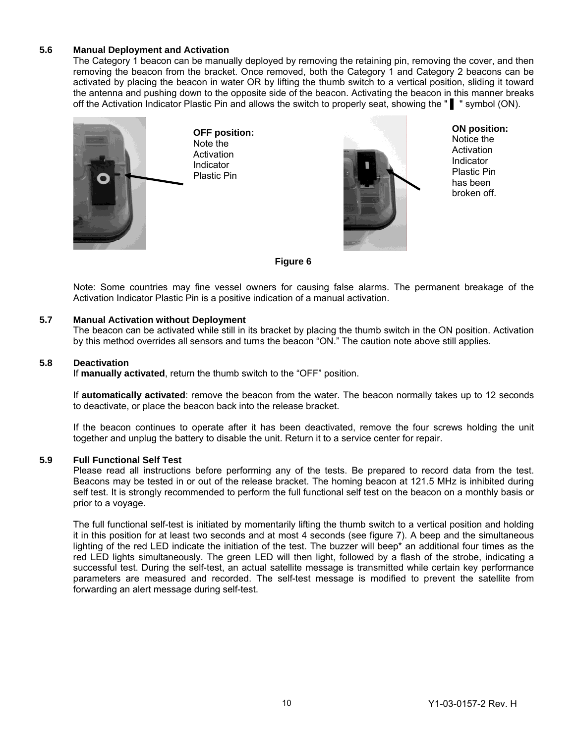### 5.6 Manual Deployment and Activation

The Category 1 beacon can be manually deployed by removing the retaining pin, removing the cover, and then removing the beacon from the bracket. Once removed, both the Category 1 and Category 2 beacons can be activated by placing the beacon in water OR by lifting the thumb switch to a vertical position, sliding it toward the antenna and pushing down to the opposite side of the beacon. Activating the beacon in this manner breaks off the Activation Indicator Plastic Pin and allows the switch to properly seat, showing the " ▌ " symbol (ON).

**OFF position:** Note the Activation Indicator Plastic Pin

**ON position:** Notice the Activation Indicator Plastic Pin has been broken off.

**Figure 6**

Note: Some countries may fine vessel owners for causing false alarms. The permanent breakage of the Activation Indicator Plastic Pin is a positive indication of a manual activation.

### 5.7 Manual Activation without Deployment

The beacon can be activated while still in its bracket by placing the thumb switch in the ON position. Activation by this method overrides all sensors and turns the beacon "ON." The caution note above still applies.

### 5.8 Deactivation

If **manually activated**, return the thumb switch to the "OFF" position.

If **automatically activated**: remove the beacon from the water. The beacon normally takes up to 12 seconds to deactivate, or place the beacon back into the release bracket.

If the beacon continues to operate after it has been deactivated, remove the four screws holding the unit together and unplug the battery to disable the unit. Return it to a service center for repair.

### 5.9 Full Functional Self Test

Please read all instructions before performing any of the tests. Be prepared to record data from the test. Beacons may be tested in or out of the release bracket. The homing beacon at 121.5 MHz is inhibited during self test. It is strongly recommended to perform the full functional self test on the beacon on a monthly basis or prior to a voyage.

The full functional self-test is initiated by momentarily lifting the thumb switch to a vertical position and holding it in this position for at least two seconds and at most 4 seconds (see figure 7). A beep and the simultaneous lighting of the red LED indicate the initiation of the test. The buzzer will beep* an additional four times as the red LED lights simultaneously. The green LED will then light, followed by a flash of the strobe, indicating a successful test. During the self-test, an actual satellite message is transmitted while certain key performance parameters are measured and recorded. The self-test message is modified to prevent the satellite from forwarding an alert message during self-test.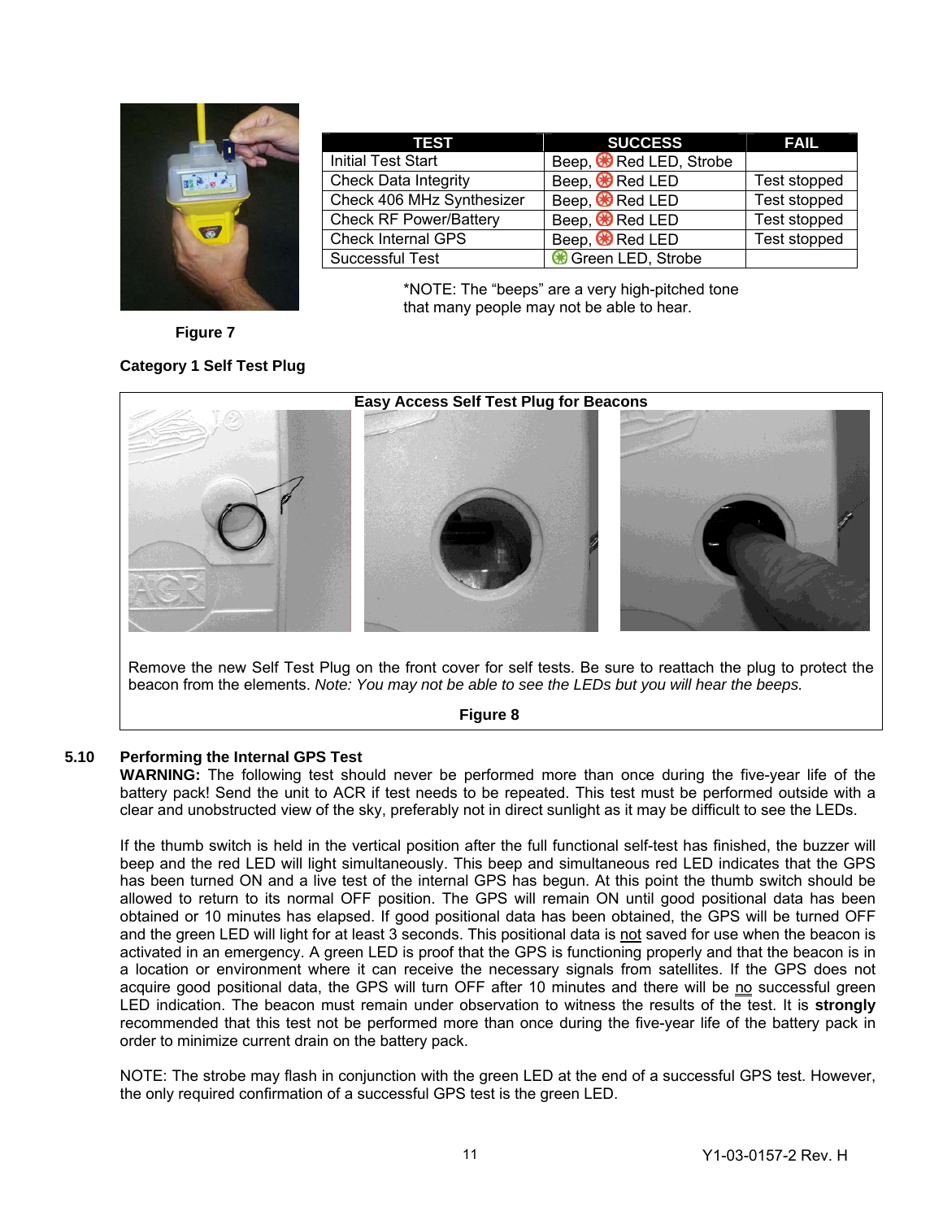| TEST | SUCCESS | FAIL |
|---|---|---|
| Initial Test Start | Beep, Red LED, Strobe | |
| Check Data Integrity | Beep, Red LED | Test stopped |
| Check 406 MHz Synthesizer | Beep, Red LED | Test stopped |
| Check RF Power/Battery | Beep, Red LED | Test stopped |
| Check Internal GPS | Beep, Red LED | Test stopped |
| Successful Test | Green LED, Strobe | |

*NOTE: The “beeps” are a very high-pitched tone that many people may not be able to hear.

**Figure 7**

**Category 1 Self Test Plug**

**Easy Access Self Test Plug for Beacons**

Remove the new Self Test Plug on the front cover for self tests. Be sure to reattach the plug to protect the beacon from the elements. *Note: You may not be able to see the LEDs but you will hear the beeps.*

**Figure 8**

### 5.10 Performing the Internal GPS Test

**WARNING:** The following test should never be performed more than once during the five-year life of the battery pack! Send the unit to ACR if test needs to be repeated. This test must be performed outside with a clear and unobstructed view of the sky, preferably not in direct sunlight as it may be difficult to see the LEDs.

If the thumb switch is held in the vertical position after the full functional self-test has finished, the buzzer will beep and the red LED will light simultaneously. This beep and simultaneous red LED indicates that the GPS has been turned ON and a live test of the internal GPS has begun. At this point the thumb switch should be allowed to return to its normal OFF position. The GPS will remain ON until good positional data has been obtained or 10 minutes has elapsed. If good positional data has been obtained, the GPS will be turned OFF and the green LED will light for at least 3 seconds. This positional data is not saved for use when the beacon is activated in an emergency. A green LED is proof that the GPS is functioning properly and that the beacon is in a location or environment where it can receive the necessary signals from satellites. If the GPS does not acquire good positional data, the GPS will turn OFF after 10 minutes and there will be no successful green LED indication. The beacon must remain under observation to witness the results of the test. It is **strongly** recommended that this test not be performed more than once during the five-year life of the battery pack in order to minimize current drain on the battery pack.

NOTE: The strobe may flash in conjunction with the green LED at the end of a successful GPS test. However, the only required confirmation of a successful GPS test is the green LED.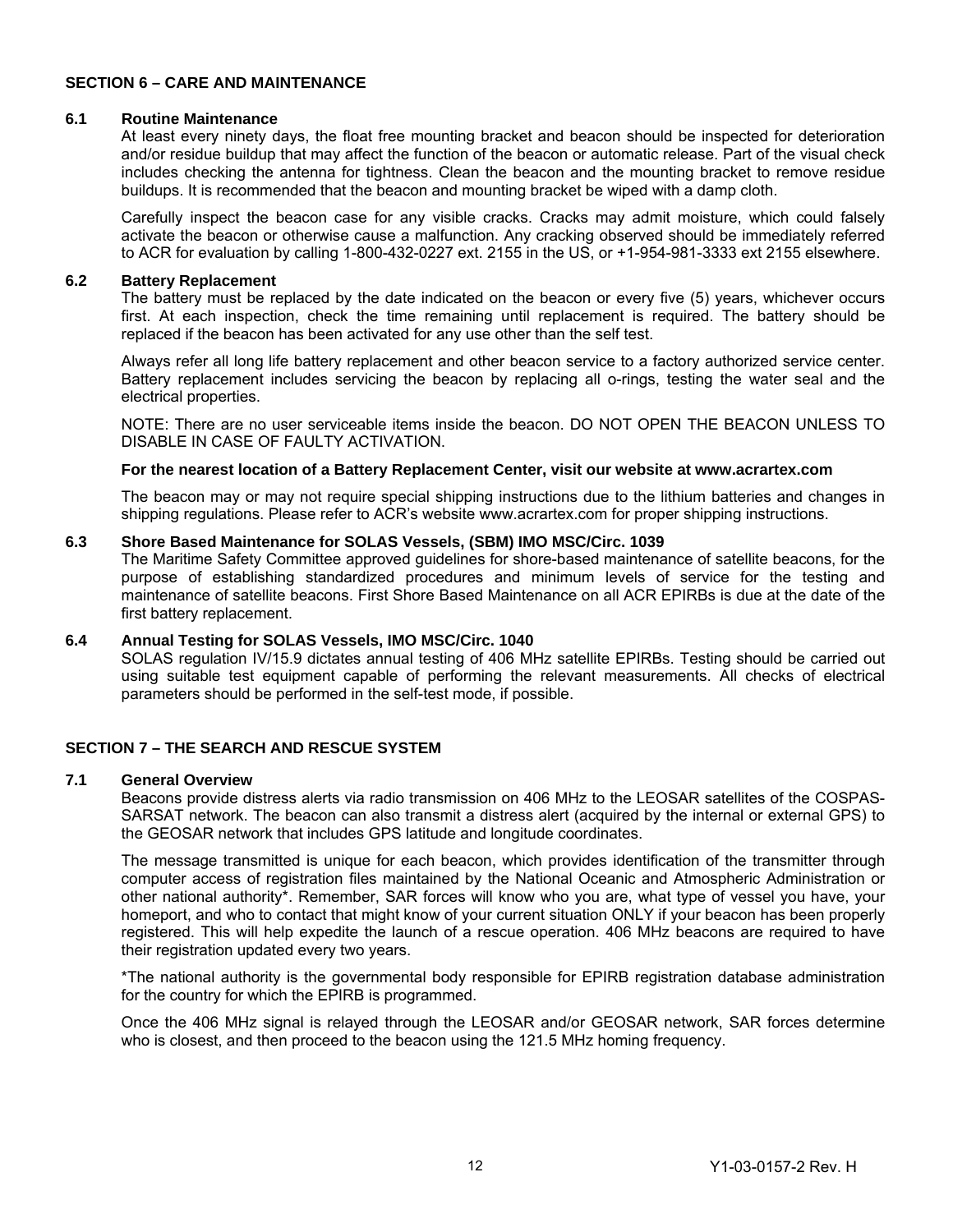## SECTION 6 – CARE AND MAINTENANCE

### 6.1 Routine Maintenance

At least every ninety days, the float free mounting bracket and beacon should be inspected for deterioration and/or residue buildup that may affect the function of the beacon or automatic release. Part of the visual check includes checking the antenna for tightness. Clean the beacon and the mounting bracket to remove residue buildups. It is recommended that the beacon and mounting bracket be wiped with a damp cloth.

Carefully inspect the beacon case for any visible cracks. Cracks may admit moisture, which could falsely activate the beacon or otherwise cause a malfunction. Any cracking observed should be immediately referred to ACR for evaluation by calling 1-800-432-0227 ext. 2155 in the US, or +1-954-981-3333 ext 2155 elsewhere.

### 6.2 Battery Replacement

The battery must be replaced by the date indicated on the beacon or every five (5) years, whichever occurs first. At each inspection, check the time remaining until replacement is required. The battery should be replaced if the beacon has been activated for any use other than the self test.

Always refer all long life battery replacement and other beacon service to a factory authorized service center. Battery replacement includes servicing the beacon by replacing all o-rings, testing the water seal and the electrical properties.

NOTE: There are no user serviceable items inside the beacon. DO NOT OPEN THE BEACON UNLESS TO DISABLE IN CASE OF FAULTY ACTIVATION.

**For the nearest location of a Battery Replacement Center, visit our website at www.acrartex.com**

The beacon may or may not require special shipping instructions due to the lithium batteries and changes in shipping regulations. Please refer to ACR's website www.acrartex.com for proper shipping instructions.

### 6.3 Shore Based Maintenance for SOLAS Vessels, (SBM) IMO MSC/Circ. 1039

The Maritime Safety Committee approved guidelines for shore-based maintenance of satellite beacons, for the purpose of establishing standardized procedures and minimum levels of service for the testing and maintenance of satellite beacons. First Shore Based Maintenance on all ACR EPIRBs is due at the date of the first battery replacement.

### 6.4 Annual Testing for SOLAS Vessels, IMO MSC/Circ. 1040

SOLAS regulation IV/15.9 dictates annual testing of 406 MHz satellite EPIRBs. Testing should be carried out using suitable test equipment capable of performing the relevant measurements. All checks of electrical parameters should be performed in the self-test mode, if possible.

## SECTION 7 – THE SEARCH AND RESCUE SYSTEM

### 7.1 General Overview

Beacons provide distress alerts via radio transmission on 406 MHz to the LEOSAR satellites of the COSPAS-SARSAT network. The beacon can also transmit a distress alert (acquired by the internal or external GPS) to the GEOSAR network that includes GPS latitude and longitude coordinates.

The message transmitted is unique for each beacon, which provides identification of the transmitter through computer access of registration files maintained by the National Oceanic and Atmospheric Administration or other national authority*. Remember, SAR forces will know who you are, what type of vessel you have, your homeport, and who to contact that might know of your current situation ONLY if your beacon has been properly registered. This will help expedite the launch of a rescue operation. 406 MHz beacons are required to have their registration updated every two years.

*The national authority is the governmental body responsible for EPIRB registration database administration for the country for which the EPIRB is programmed.

Once the 406 MHz signal is relayed through the LEOSAR and/or GEOSAR network, SAR forces determine who is closest, and then proceed to the beacon using the 121.5 MHz homing frequency.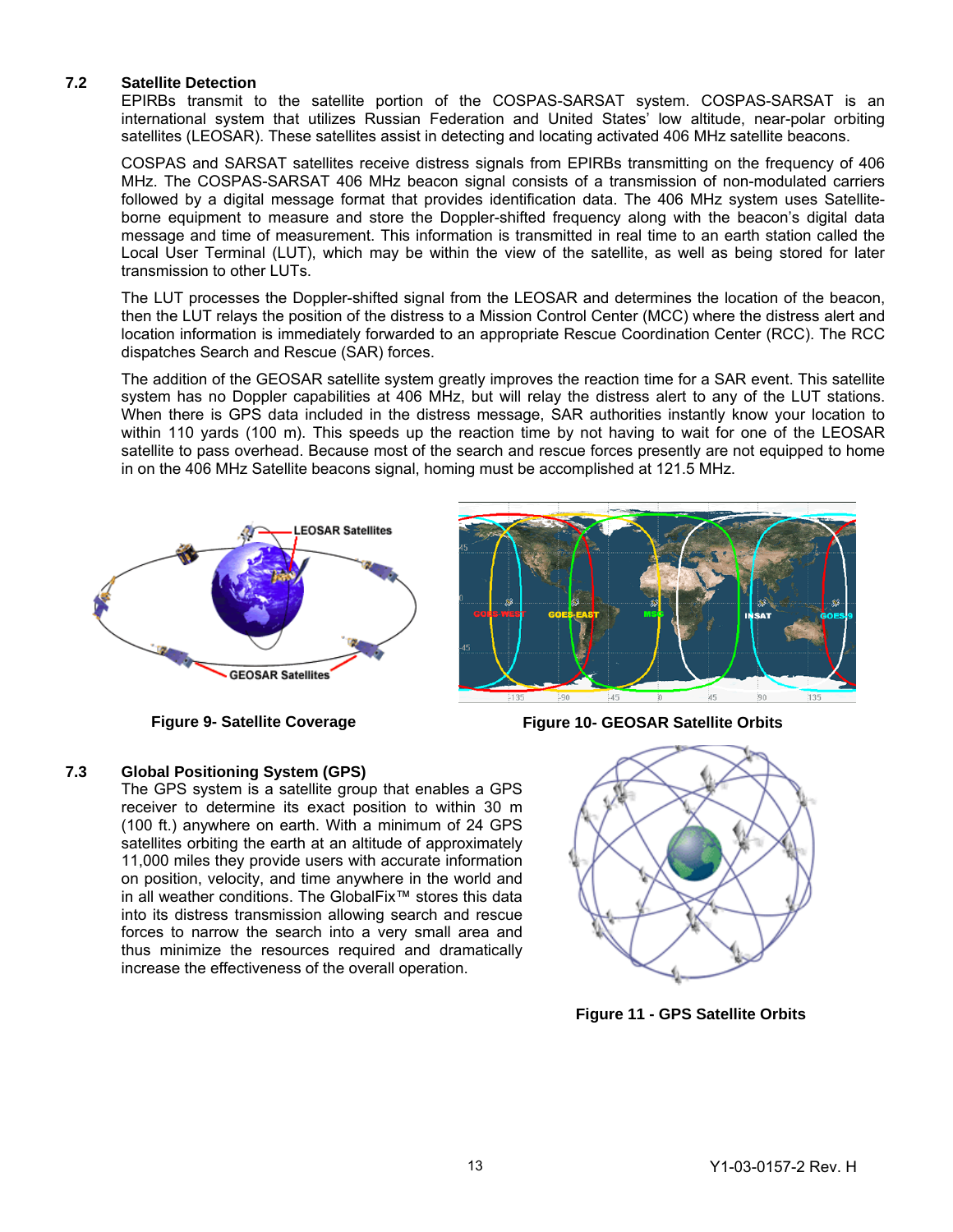## 7.2 Satellite Detection

EPIRBs transmit to the satellite portion of the COSPAS-SARSAT system. COSPAS-SARSAT is an international system that utilizes Russian Federation and United States' low altitude, near-polar orbiting satellites (LEOSAR). These satellites assist in detecting and locating activated 406 MHz satellite beacons.

COSPAS and SARSAT satellites receive distress signals from EPIRBs transmitting on the frequency of 406 MHz. The COSPAS-SARSAT 406 MHz beacon signal consists of a transmission of non-modulated carriers followed by a digital message format that provides identification data. The 406 MHz system uses Satellite-borne equipment to measure and store the Doppler-shifted frequency along with the beacon's digital data message and time of measurement. This information is transmitted in real time to an earth station called the Local User Terminal (LUT), which may be within the view of the satellite, as well as being stored for later transmission to other LUTs.

The LUT processes the Doppler-shifted signal from the LEOSAR and determines the location of the beacon, then the LUT relays the position of the distress to a Mission Control Center (MCC) where the distress alert and location information is immediately forwarded to an appropriate Rescue Coordination Center (RCC). The RCC dispatches Search and Rescue (SAR) forces.

The addition of the GEOSAR satellite system greatly improves the reaction time for a SAR event. This satellite system has no Doppler capabilities at 406 MHz, but will relay the distress alert to any of the LUT stations. When there is GPS data included in the distress message, SAR authorities instantly know your location to within 110 yards (100 m). This speeds up the reaction time by not having to wait for one of the LEOSAR satellite to pass overhead. Because most of the search and rescue forces presently are not equipped to home in on the 406 MHz Satellite beacons signal, homing must be accomplished at 121.5 MHz.

**Figure 9- Satellite Coverage**

**Figure 10- GEOSAR Satellite Orbits**

## 7.3 Global Positioning System (GPS)

The GPS system is a satellite group that enables a GPS receiver to determine its exact position to within 30 m (100 ft.) anywhere on earth. With a minimum of 24 GPS satellites orbiting the earth at an altitude of approximately 11,000 miles they provide users with accurate information on position, velocity, and time anywhere in the world and in all weather conditions. The GlobalFix™ stores this data into its distress transmission allowing search and rescue forces to narrow the search into a very small area and thus minimize the resources required and dramatically increase the effectiveness of the overall operation.

**Figure 11 - GPS Satellite Orbits**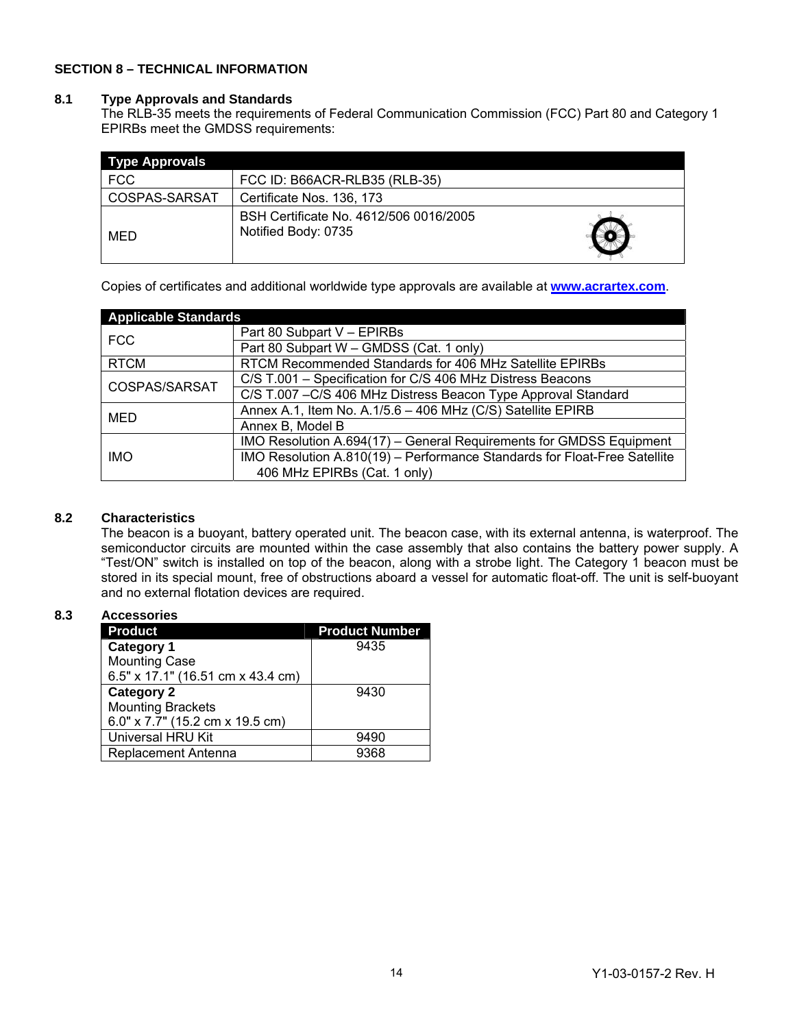## SECTION 8 – TECHNICAL INFORMATION

### 8.1 Type Approvals and Standards

The RLB-35 meets the requirements of Federal Communication Commission (FCC) Part 80 and Category 1 EPIRBs meet the GMDSS requirements:

| Type Approvals | |
|---|---|
| FCC | FCC ID: B66ACR-RLB35 (RLB-35) |
| COSPAS-SARSAT | Certificate Nos. 136, 173 |
| MED | BSH Certificate No. 4612/506 0016/2005<br>Notified Body: 0735 |

Copies of certificates and additional worldwide type approvals are available at **www.acrartex.com**.

| Applicable Standards | |
|---|---|
| FCC | Part 80 Subpart V – EPIRBs |
| | Part 80 Subpart W – GMDSS (Cat. 1 only) |
| RTCM | RTCM Recommended Standards for 406 MHz Satellite EPIRBs |
| COSPAS/SARSAT | C/S T.001 – Specification for C/S 406 MHz Distress Beacons |
| | C/S T.007 –C/S 406 MHz Distress Beacon Type Approval Standard |
| MED | Annex A.1, Item No. A.1/5.6 – 406 MHz (C/S) Satellite EPIRB |
| | Annex B, Model B |
| IMO | IMO Resolution A.694(17) – General Requirements for GMDSS Equipment |
| | IMO Resolution A.810(19) – Performance Standards for Float-Free Satellite 406 MHz EPIRBs (Cat. 1 only) |

### 8.2 Characteristics

The beacon is a buoyant, battery operated unit. The beacon case, with its external antenna, is waterproof. The semiconductor circuits are mounted within the case assembly that also contains the battery power supply. A "Test/ON" switch is installed on top of the beacon, along with a strobe light. The Category 1 beacon must be stored in its special mount, free of obstructions aboard a vessel for automatic float-off. The unit is self-buoyant and no external flotation devices are required.

### 8.3 Accessories

| Product | Product Number |
|---|---|
| **Category 1**<br>Mounting Case<br>6.5" x 17.1" (16.51 cm x 43.4 cm) | 9435 |
| **Category 2**<br>Mounting Brackets<br>6.0" x 7.7" (15.2 cm x 19.5 cm) | 9430 |
| Universal HRU Kit | 9490 |
| Replacement Antenna | 9368 |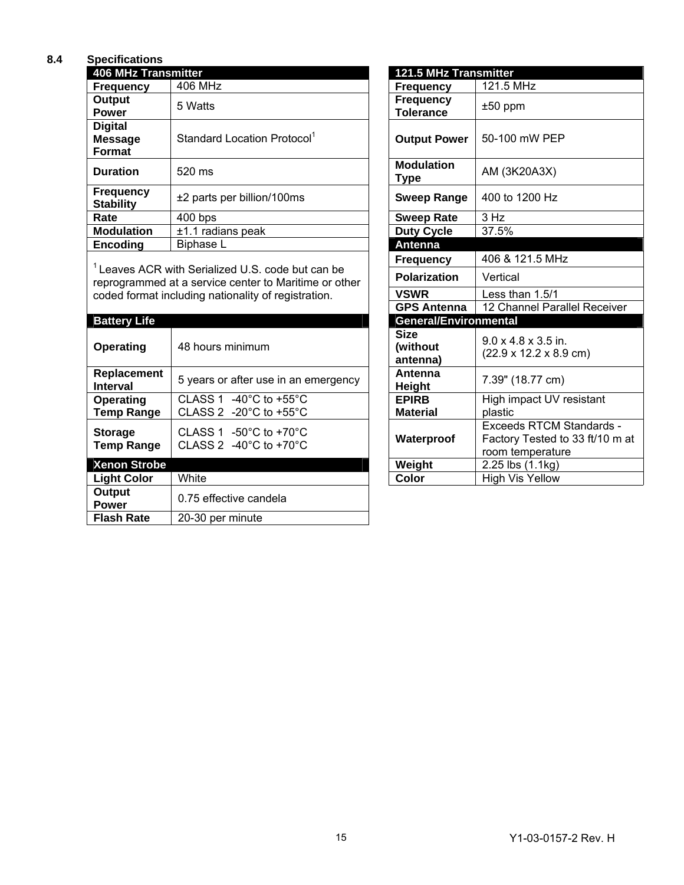## 8.4 Specifications

| 406 MHz Transmitter | |
|---|---|
| **Frequency** | 406 MHz |
| **Output Power** | 5 Watts |
| **Digital Message Format** | Standard Location Protocol[1] |
| **Duration** | 520 ms |
| **Frequency Stability** | ±2 parts per billion/100ms |
| **Rate** | 400 bps |
| **Modulation** | ±1.1 radians peak |
| **Encoding** | Biphase L |

[1] Leaves ACR with Serialized U.S. code but can be reprogrammed at a service center to Maritime or other coded format including nationality of registration.

| Battery Life | |
|---|---|
| **Operating** | 48 hours minimum |
| **Replacement Interval** | 5 years or after use in an emergency |
| **Operating Temp Range** | CLASS 1 -40°C to +55°C<br>CLASS 2 -20°C to +55°C |
| **Storage Temp Range** | CLASS 1 -50°C to +70°C<br>CLASS 2 -40°C to +70°C |

| Xenon Strobe | |
|---|---|
| **Light Color** | White |
| **Output Power** | 0.75 effective candela |
| **Flash Rate** | 20-30 per minute |

| 121.5 MHz Transmitter | |
|---|---|
| **Frequency** | 121.5 MHz |
| **Frequency Tolerance** | ±50 ppm |
| **Output Power** | 50-100 mW PEP |
| **Modulation Type** | AM (3K20A3X) |
| **Sweep Range** | 400 to 1200 Hz |
| **Sweep Rate** | 3 Hz |
| **Duty Cycle** | 37.5% |

| Antenna | |
|---|---|
| **Frequency** | 406 & 121.5 MHz |
| **Polarization** | Vertical |
| **VSWR** | Less than 1.5/1 |
| **GPS Antenna** | 12 Channel Parallel Receiver |

| General/Environmental | |
|---|---|
| **Size (without antenna)** | 9.0 x 4.8 x 3.5 in.<br>(22.9 x 12.2 x 8.9 cm) |
| **Antenna Height** | 7.39" (18.77 cm) |
| **EPIRB Material** | High impact UV resistant plastic |
| **Waterproof** | Exceeds RTCM Standards - Factory Tested to 33 ft/10 m at room temperature |
| **Weight** | 2.25 lbs (1.1kg) |
| **Color** | High Vis Yellow |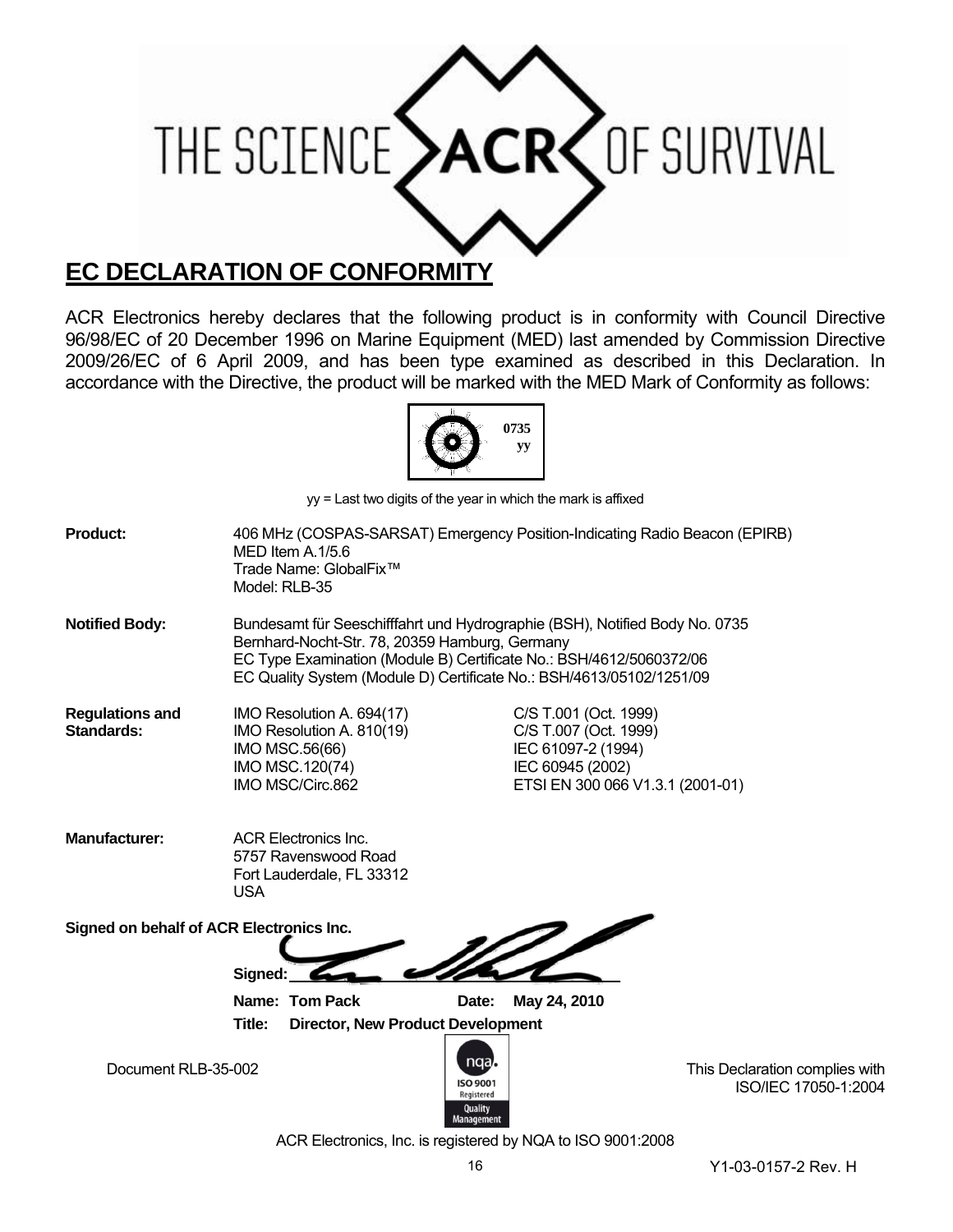THE SCIENCE ACR OF SURVIVAL

# EC DECLARATION OF CONFORMITY

ACR Electronics hereby declares that the following product is in conformity with Council Directive 96/98/EC of 20 December 1996 on Marine Equipment (MED) last amended by Commission Directive 2009/26/EC of 6 April 2009, and has been type examined as described in this Declaration. In accordance with the Directive, the product will be marked with the MED Mark of Conformity as follows:

0735
yy

yy = Last two digits of the year in which the mark is affixed

**Product:** 406 MHz (COSPAS-SARSAT) Emergency Position-Indicating Radio Beacon (EPIRB)
MED Item A.1/5.6
Trade Name: GlobalFix™
Model: RLB-35

**Notified Body:** Bundesamt für Seeschifffahrt und Hydrographie (BSH), Notified Body No. 0735
Bernhard-Nocht-Str. 78, 20359 Hamburg, Germany
EC Type Examination (Module B) Certificate No.: BSH/4612/5060372/06
EC Quality System (Module D) Certificate No.: BSH/4613/05102/1251/09

**Regulations and Standards:**

| | |
|---|---|
| IMO Resolution A. 694(17) | C/S T.001 (Oct. 1999) |
| IMO Resolution A. 810(19) | C/S T.007 (Oct. 1999) |
| IMO MSC.56(66) | IEC 61097-2 (1994) |
| IMO MSC.120(74) | IEC 60945 (2002) |
| IMO MSC/Circ.862 | ETSI EN 300 066 V1.3.1 (2001-01) |

**Manufacturer:** ACR Electronics Inc.
5757 Ravenswood Road
Fort Lauderdale, FL 33312
USA

**Signed on behalf of ACR Electronics Inc.**

**Signed:**

**Name: Tom Pack** **Date: May 24, 2010**

**Title: Director, New Product Development**

Document RLB-35-002

This Declaration complies with ISO/IEC 17050-1:2004

ACR Electronics, Inc. is registered by NQA to ISO 9001:2008

Y1-03-0157-2 Rev. H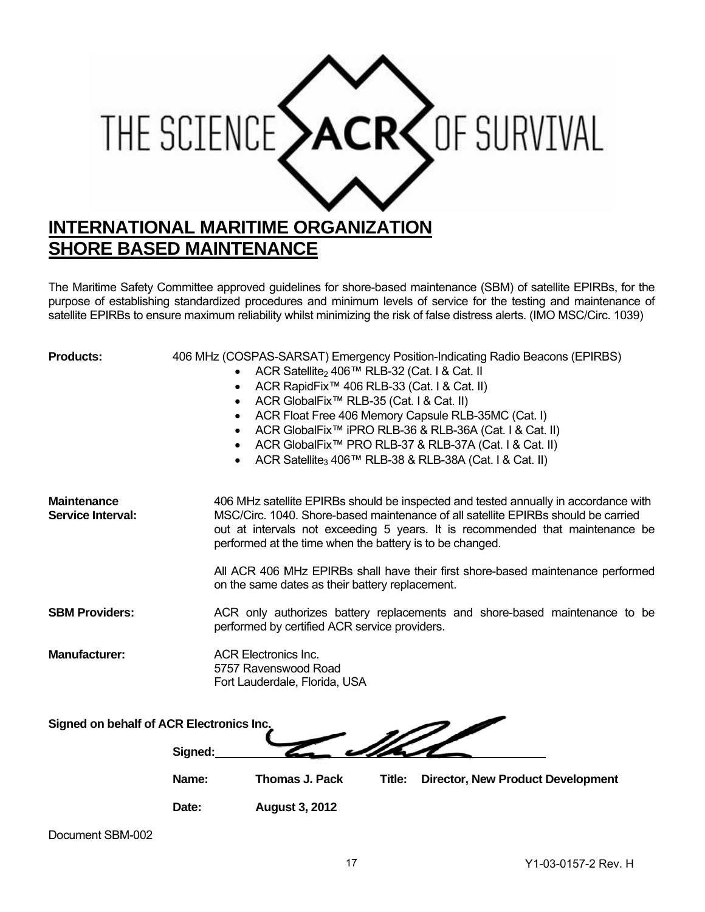THE SCIENCE ACR OF SURVIVAL

# INTERNATIONAL MARITIME ORGANIZATION SHORE BASED MAINTENANCE

The Maritime Safety Committee approved guidelines for shore-based maintenance (SBM) of satellite EPIRBs, for the purpose of establishing standardized procedures and minimum levels of service for the testing and maintenance of satellite EPIRBs to ensure maximum reliability whilst minimizing the risk of false distress alerts. (IMO MSC/Circ. 1039)

**Products:** 406 MHz (COSPAS-SARSAT) Emergency Position-Indicating Radio Beacons (EPIRBS)

- ACR Satellite$_2$ 406™ RLB-32 (Cat. I & Cat. II
- ACR RapidFix™ 406 RLB-33 (Cat. I & Cat. II)
- ACR GlobalFix™ RLB-35 (Cat. I & Cat. II)
- ACR Float Free 406 Memory Capsule RLB-35MC (Cat. I)
- ACR GlobalFix™ iPRO RLB-36 & RLB-36A (Cat. I & Cat. II)
- ACR GlobalFix™ PRO RLB-37 & RLB-37A (Cat. I & Cat. II)
- ACR Satellite$_3$ 406™ RLB-38 & RLB-38A (Cat. I & Cat. II)

**Maintenance Service Interval:** 406 MHz satellite EPIRBs should be inspected and tested annually in accordance with MSC/Circ. 1040. Shore-based maintenance of all satellite EPIRBs should be carried out at intervals not exceeding 5 years. It is recommended that maintenance be performed at the time when the battery is to be changed.

All ACR 406 MHz EPIRBs shall have their first shore-based maintenance performed on the same dates as their battery replacement.

**SBM Providers:** ACR only authorizes battery replacements and shore-based maintenance to be performed by certified ACR service providers.

**Manufacturer:** ACR Electronics Inc.
5757 Ravenswood Road
Fort Lauderdale, Florida, USA

**Signed on behalf of ACR Electronics Inc.**

**Signed:** ________________

**Name:** **Thomas J. Pack** **Title:** **Director, New Product Development**

**Date:** **August 3, 2012**

Document SBM-002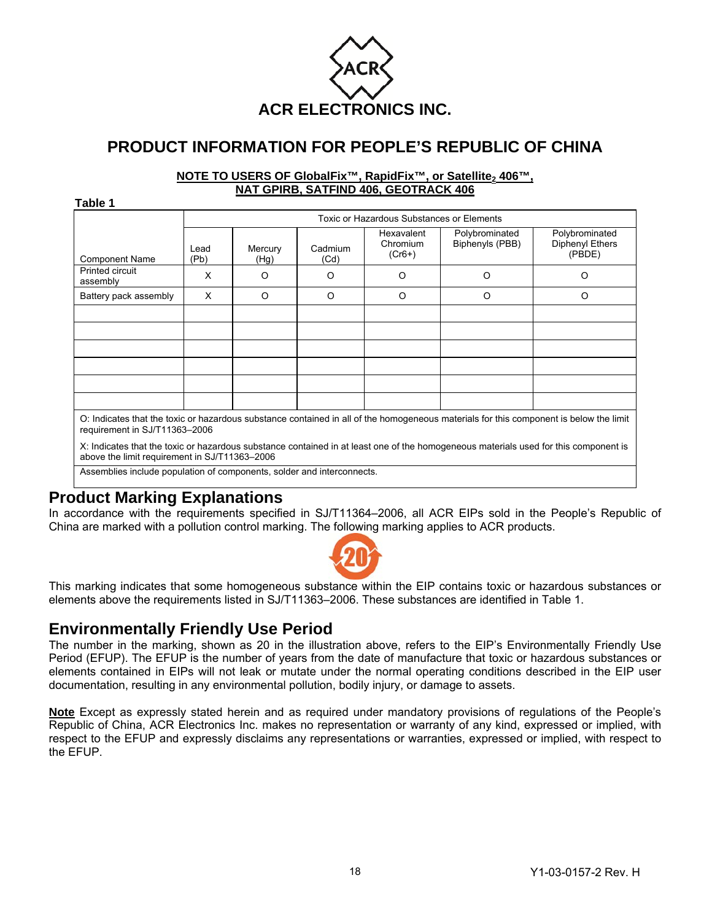ACR ELECTRONICS INC.

# PRODUCT INFORMATION FOR PEOPLE'S REPUBLIC OF CHINA

**NOTE TO USERS OF GlobalFix™, RapidFix™, or Satellite$_2$ 406™, NAT GPIRB, SATFIND 406, GEOTRACK 406**

**Table 1**

| Component Name | Toxic or Hazardous Substances or Elements | | | | | |
|---|---|---|---|---|---|---|
| | Lead (Pb) | Mercury (Hg) | Cadmium (Cd) | Hexavalent Chromium (Cr6+) | Polybrominated Biphenyls (PBB) | Polybrominated Diphenyl Ethers (PBDE) |
| Printed circuit assembly | X | O | O | O | O | O |
| Battery pack assembly | X | O | O | O | O | O |
| | | | | | | |
| | | | | | | |
| | | | | | | |
| | | | | | | |
| | | | | | | |
| | | | | | | |

O: Indicates that the toxic or hazardous substance contained in all of the homogeneous materials for this component is below the limit requirement in SJ/T11363–2006

X: Indicates that the toxic or hazardous substance contained in at least one of the homogeneous materials used for this component is above the limit requirement in SJ/T11363–2006

Assemblies include population of components, solder and interconnects.

## Product Marking Explanations

In accordance with the requirements specified in SJ/T11364–2006, all ACR EIPs sold in the People's Republic of China are marked with a pollution control marking. The following marking applies to ACR products.

This marking indicates that some homogeneous substance within the EIP contains toxic or hazardous substances or elements above the requirements listed in SJ/T11363–2006. These substances are identified in Table 1.

## Environmentally Friendly Use Period

The number in the marking, shown as 20 in the illustration above, refers to the EIP's Environmentally Friendly Use Period (EFUP). The EFUP is the number of years from the date of manufacture that toxic or hazardous substances or elements contained in EIPs will not leak or mutate under the normal operating conditions described in the EIP user documentation, resulting in any environmental pollution, bodily injury, or damage to assets.

**Note** Except as expressly stated herein and as required under mandatory provisions of regulations of the People's Republic of China, ACR Electronics Inc. makes no representation or warranty of any kind, expressed or implied, with respect to the EFUP and expressly disclaims any representations or warranties, expressed or implied, with respect to the EFUP.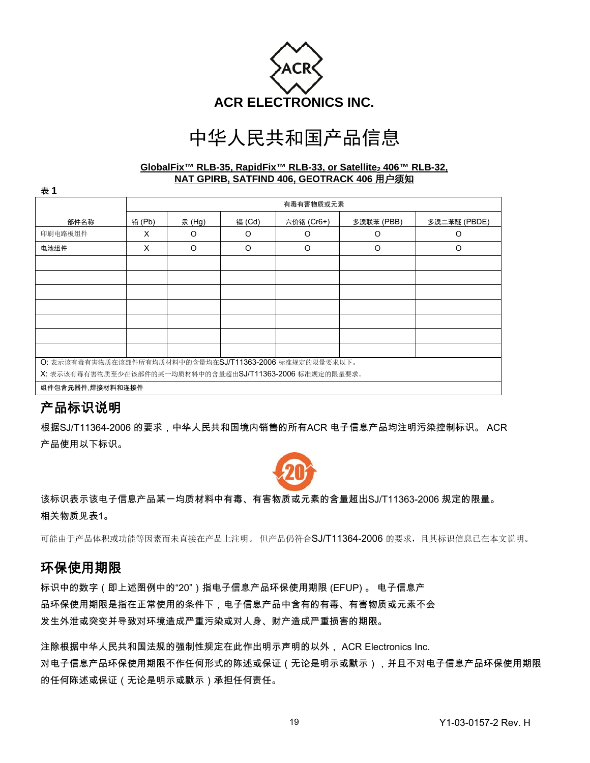**ACR ELECTRONICS INC.**

# 中华人民共和国产品信息

**GlobalFix™ RLB-35, RapidFix™ RLB-33, or Satellite$_2$ 406™ RLB-32, NAT GPIRB, SATFIND 406, GEOTRACK 406 用户须知**

表 **1**

| 部件名称 | 有毒有害物质或元素 | | | | | |
|---|---|---|---|---|---|---|
| | 铅 (Pb) | 汞 (Hg) | 镉 (Cd) | 六价铬 (Cr6+) | 多溴联苯 (PBB) | 多溴二苯醚 (PBDE) |
| 印刷电路板组件 | X | O | O | O | O | O |
| 电池组件 | X | O | O | O | O | O |
| | | | | | | |
| | | | | | | |
| | | | | | | |
| | | | | | | |
| | | | | | | |
| | | | | | | |
| | | | | | | |

O: 表示该有毒有害物质在该部件所有均质材料中的含量均在SJ/T11363-2006 标准规定的限量要求以下。

X: 表示该有毒有害物质至少在该部件的某一均质材料中的含量超出SJ/T11363-2006 标准规定的限量要求。

组件包含元器件,焊接材料和连接件

## 产品标识说明

根据SJ/T11364-2006 的要求，中华人民共和国境内销售的所有ACR 电子信息产品均注明污染控制标识。 ACR 产品使用以下标识。

20

该标识表示该电子信息产品某一均质材料中有毒、有害物质或元素的含量超出SJ/T11363-2006 规定的限量。相关物质见表1。

可能由于产品体积或功能等因素而未直接在产品上注明。 但产品仍符合SJ/T11364-2006 的要求，且其标识信息已在本文说明。

## 环保使用期限

标识中的数字（即上述图例中的"20"）指电子信息产品环保使用期限 (EFUP) 。 电子信息产品环保使用期限是指在正常使用的条件下，电子信息产品中含有的有毒、有害物质或元素不会发生外泄或突变并导致对环境造成严重污染或对人身、财产造成严重损害的期限。

注除根据中华人民共和国法规的强制性规定在此作出明示声明的以外， ACR Electronics Inc. 对电子信息产品环保使用期限不作任何形式的陈述或保证（无论是明示或默示），并且不对电子信息产品环保使用期限的任何陈述或保证（无论是明示或默示）承担任何责任。

Y1-03-0157-2 Rev. H